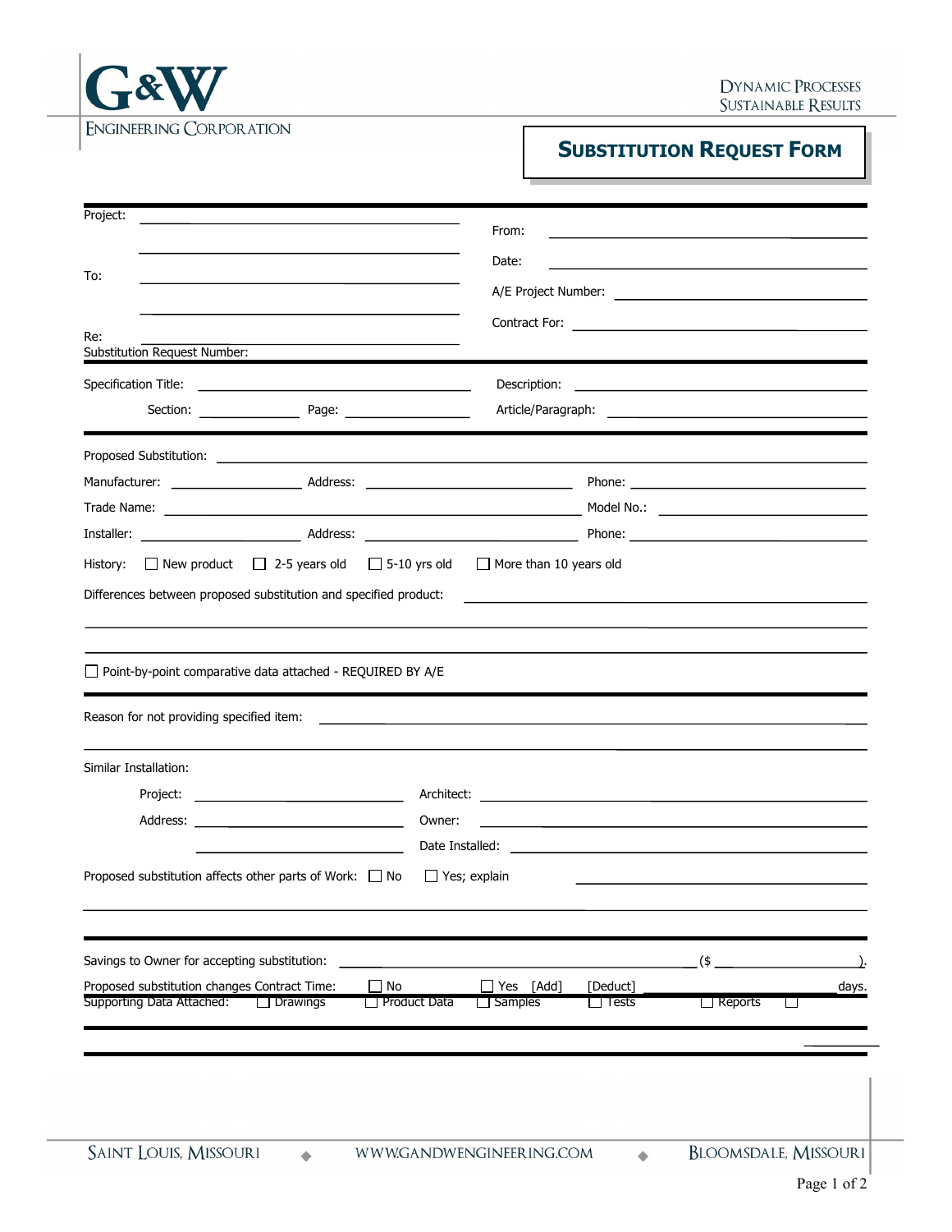G&W ENGINEERING CORPORATION

DYNAMIC PROCESSES SUSTAINABLE RESULTS

# SUBSTITUTION REQUEST FORM

Project: ______________________

To: ______________________

Re: ______________________

Substitution Request Number: ______________________

From: ______________________

Date: ______________________

A/E Project Number: ______________________

Contract For: ______________________

---

Specification Title: ______________________ Description: ______________________

Section: __________ Page: __________ Article/Paragraph: ______________________

---

Proposed Substitution: ______________________

Manufacturer: __________ Address: ______________________ Phone: __________

Trade Name: ______________________ Model No.: __________

Installer: __________ Address: ______________________ Phone: __________

History: ☐ New product ☐ 2-5 years old ☐ 5-10 yrs old ☐ More than 10 years old

Differences between proposed substitution and specified product: ______________________

☐ Point-by-point comparative data attached - REQUIRED BY A/E

---

Reason for not providing specified item: ______________________

Similar Installation:

Project: __________ Architect: __________

Address: __________ Owner: __________

Date Installed: __________

Proposed substitution affects other parts of Work: ☐ No ☐ Yes; explain ______________________

---

Savings to Owner for accepting substitution: ______________________ ($ __________).

Proposed substitution changes Contract Time: ☐ No ☐ Yes [Add] [Deduct] __________ days.

Supporting Data Attached: ☐ Drawings ☐ Product Data ☐ Samples ☐ Tests ☐ Reports ☐ __________

SAINT LOUIS, MISSOURI ◆ WWW.GANDWENGINEERING.COM ◆ BLOOMSDALE, MISSOURI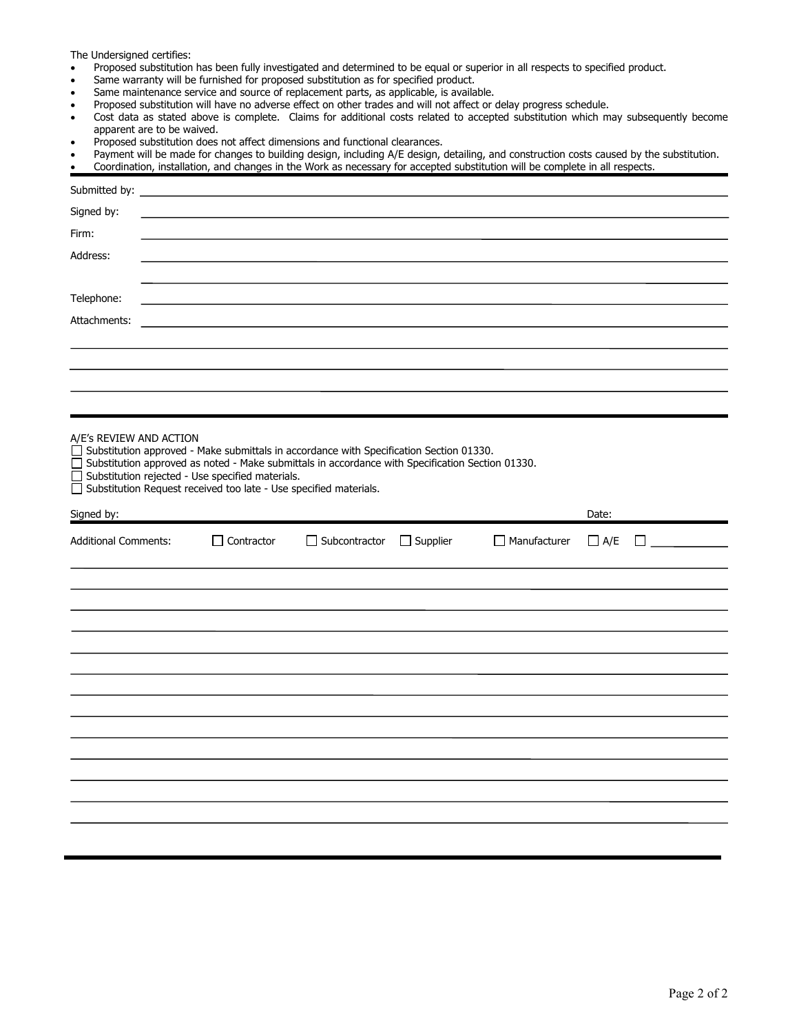The Undersigned certifies:

- Proposed substitution has been fully investigated and determined to be equal or superior in all respects to specified product.
- Same warranty will be furnished for proposed substitution as for specified product.
- Same maintenance service and source of replacement parts, as applicable, is available.
- Proposed substitution will have no adverse effect on other trades and will not affect or delay progress schedule.
- Cost data as stated above is complete. Claims for additional costs related to accepted substitution which may subsequently become apparent are to be waived.
- Proposed substitution does not affect dimensions and functional clearances.
- Payment will be made for changes to building design, including A/E design, detailing, and construction costs caused by the substitution.
- Coordination, installation, and changes in the Work as necessary for accepted substitution will be complete in all respects.

Submitted by: ______________________________

Signed by: ______________________________

Firm: ______________________________

Address: ______________________________

______________________________

Telephone: ______________________________

Attachments: ______________________________

______________________________

______________________________

______________________________

A/E's REVIEW AND ACTION

- ☐ Substitution approved - Make submittals in accordance with Specification Section 01330.
- ☐ Substitution approved as noted - Make submittals in accordance with Specification Section 01330.
- ☐ Substitution rejected - Use specified materials.
- ☐ Substitution Request received too late - Use specified materials.

Signed by: ______________________________ Date: __________

Additional Comments: ☐ Contractor ☐ Subcontractor ☐ Supplier ☐ Manufacturer ☐ A/E ☐ __________

______________________________

______________________________

______________________________

______________________________

______________________________

______________________________

______________________________

______________________________

______________________________

______________________________

______________________________

______________________________

______________________________